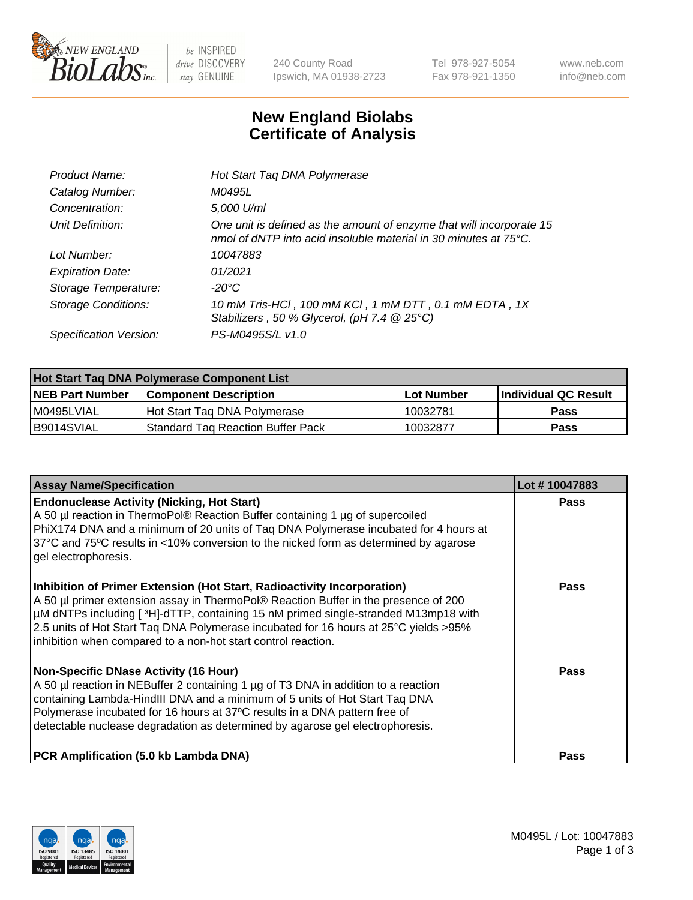# New England Biolabs Certificate of Analysis

| | |
|---|---|
| *Product Name:* | *Hot Start Taq DNA Polymerase* |
| *Catalog Number:* | *M0495L* |
| *Concentration:* | *5,000 U/ml* |
| *Unit Definition:* | *One unit is defined as the amount of enzyme that will incorporate 15 nmol of dNTP into acid insoluble material in 30 minutes at 75°C.* |
| *Lot Number:* | *10047883* |
| *Expiration Date:* | *01/2021* |
| *Storage Temperature:* | *-20°C* |
| *Storage Conditions:* | *10 mM Tris-HCl , 100 mM KCl , 1 mM DTT , 0.1 mM EDTA , 1X Stabilizers , 50 % Glycerol, (pH 7.4 @ 25°C)* |
| *Specification Version:* | *PS-M0495S/L v1.0* |

| **Hot Start Taq DNA Polymerase Component List** | | | |
|---|---|---|---|
| **NEB Part Number** | **Component Description** | **Lot Number** | **Individual QC Result** |
| M0495LVIAL | Hot Start Taq DNA Polymerase | 10032781 | **Pass** |
| B9014SVIAL | Standard Taq Reaction Buffer Pack | 10032877 | **Pass** |

| **Assay Name/Specification** | **Lot # 10047883** |
|---|---|
| **Endonuclease Activity (Nicking, Hot Start)** A 50 µl reaction in ThermoPol® Reaction Buffer containing 1 µg of supercoiled PhiX174 DNA and a minimum of 20 units of Taq DNA Polymerase incubated for 4 hours at 37°C and 75ºC results in <10% conversion to the nicked form as determined by agarose gel electrophoresis. | **Pass** |
| **Inhibition of Primer Extension (Hot Start, Radioactivity Incorporation)** A 50 µl primer extension assay in ThermoPol® Reaction Buffer in the presence of 200 µM dNTPs including [ $^3$H]-dTTP, containing 15 nM primed single-stranded M13mp18 with 2.5 units of Hot Start Taq DNA Polymerase incubated for 16 hours at 25°C yields >95% inhibition when compared to a non-hot start control reaction. | **Pass** |
| **Non-Specific DNase Activity (16 Hour)** A 50 µl reaction in NEBuffer 2 containing 1 µg of T3 DNA in addition to a reaction containing Lambda-HindIII DNA and a minimum of 5 units of Hot Start Taq DNA Polymerase incubated for 16 hours at 37ºC results in a DNA pattern free of detectable nuclease degradation as determined by agarose gel electrophoresis. | **Pass** |
| **PCR Amplification (5.0 kb Lambda DNA)** | **Pass** |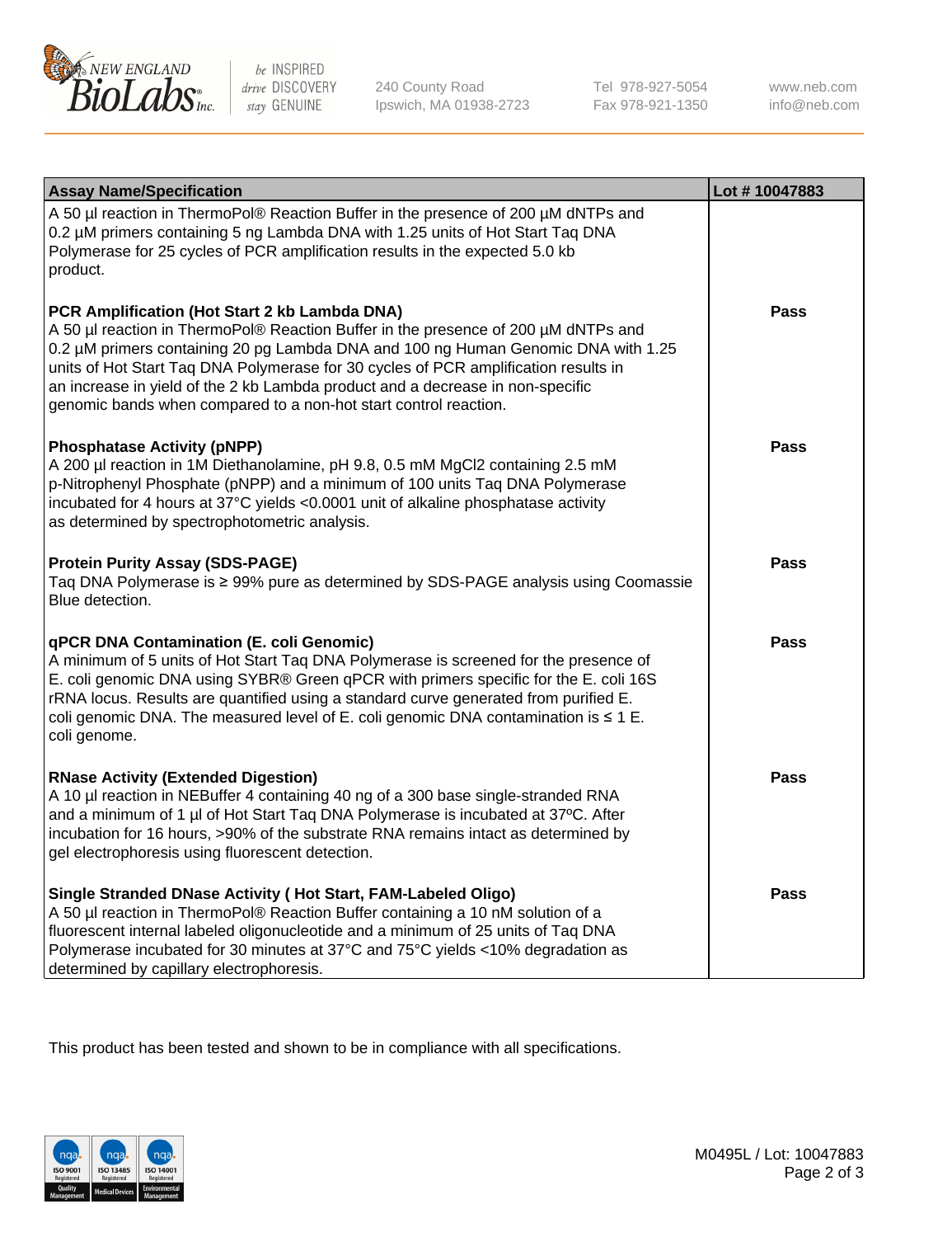| Assay Name/Specification | Lot # 10047883 |
| --- | --- |
| A 50 µl reaction in ThermoPol® Reaction Buffer in the presence of 200 µM dNTPs and 0.2 µM primers containing 5 ng Lambda DNA with 1.25 units of Hot Start Taq DNA Polymerase for 25 cycles of PCR amplification results in the expected 5.0 kb product. | |
| **PCR Amplification (Hot Start 2 kb Lambda DNA)**<br>A 50 µl reaction in ThermoPol® Reaction Buffer in the presence of 200 µM dNTPs and 0.2 µM primers containing 20 pg Lambda DNA and 100 ng Human Genomic DNA with 1.25 units of Hot Start Taq DNA Polymerase for 30 cycles of PCR amplification results in an increase in yield of the 2 kb Lambda product and a decrease in non-specific genomic bands when compared to a non-hot start control reaction. | Pass |
| **Phosphatase Activity (pNPP)**<br>A 200 µl reaction in 1M Diethanolamine, pH 9.8, 0.5 mM $MgCl_2$ containing 2.5 mM p-Nitrophenyl Phosphate (pNPP) and a minimum of 100 units Taq DNA Polymerase incubated for 4 hours at 37°C yields <0.0001 unit of alkaline phosphatase activity as determined by spectrophotometric analysis. | Pass |
| **Protein Purity Assay (SDS-PAGE)**<br>Taq DNA Polymerase is ≥ 99% pure as determined by SDS-PAGE analysis using Coomassie Blue detection. | Pass |
| **qPCR DNA Contamination (E. coli Genomic)**<br>A minimum of 5 units of Hot Start Taq DNA Polymerase is screened for the presence of E. coli genomic DNA using SYBR® Green qPCR with primers specific for the E. coli 16S rRNA locus. Results are quantified using a standard curve generated from purified E. coli genomic DNA. The measured level of E. coli genomic DNA contamination is ≤ 1 E. coli genome. | Pass |
| **RNase Activity (Extended Digestion)**<br>A 10 µl reaction in NEBuffer 4 containing 40 ng of a 300 base single-stranded RNA and a minimum of 1 µl of Hot Start Taq DNA Polymerase is incubated at 37ºC. After incubation for 16 hours, >90% of the substrate RNA remains intact as determined by gel electrophoresis using fluorescent detection. | Pass |
| **Single Stranded DNase Activity ( Hot Start, FAM-Labeled Oligo)**<br>A 50 µl reaction in ThermoPol® Reaction Buffer containing a 10 nM solution of a fluorescent internal labeled oligonucleotide and a minimum of 25 units of Taq DNA Polymerase incubated for 30 minutes at 37°C and 75°C yields <10% degradation as determined by capillary electrophoresis. | Pass |

This product has been tested and shown to be in compliance with all specifications.

M0495L / Lot: 10047883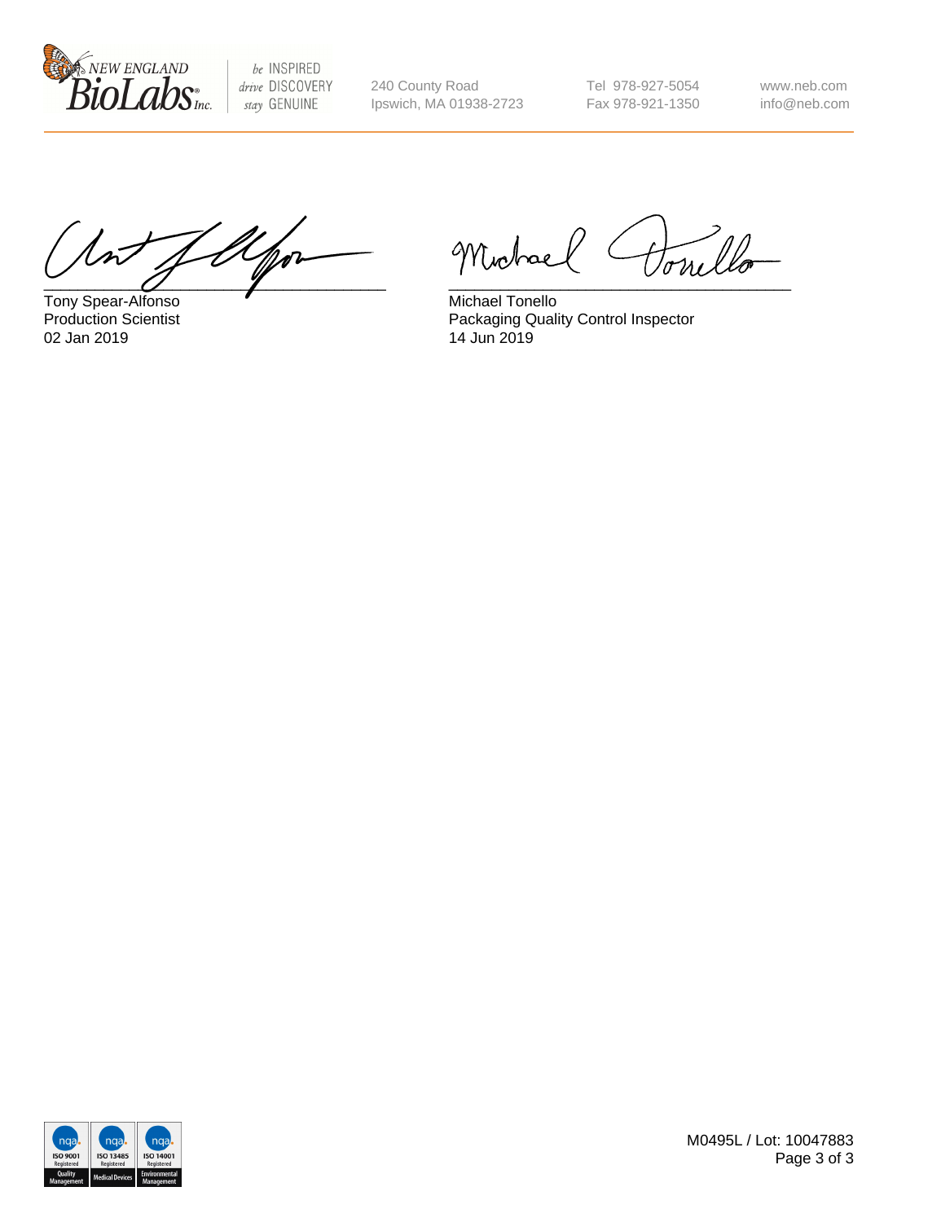Tony Spear-Alfonso
Production Scientist
02 Jan 2019

Michael Tonello
Packaging Quality Control Inspector
14 Jun 2019